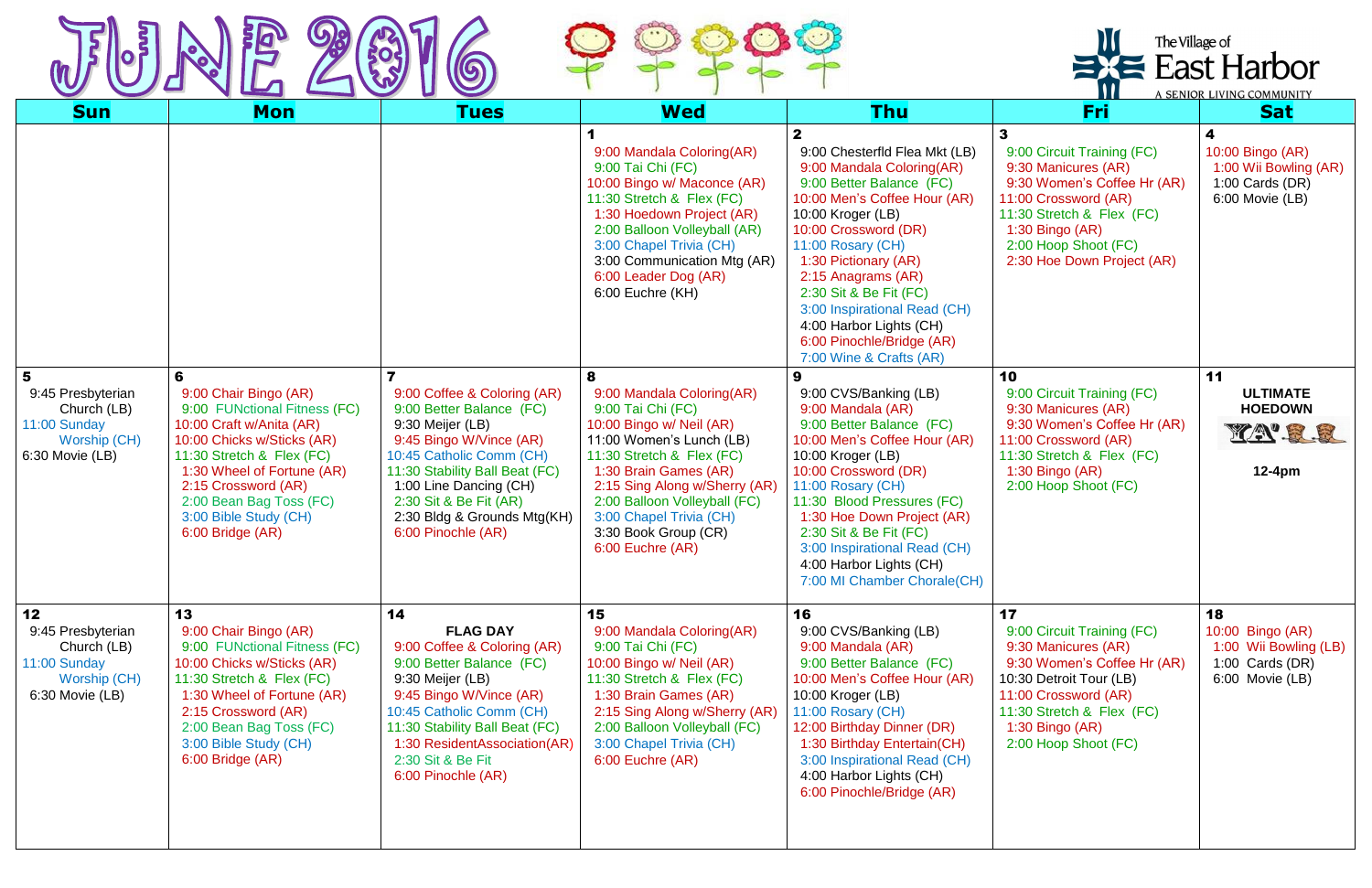# JUNE 2016

The Village of East Harbor
A SENIOR LIVING COMMUNITY

| Sun | Mon | Tues | Wed | Thu | Fri | Sat |
|---|---|---|---|---|---|---|
| | | | **1**<br>9:00 Mandala Coloring(AR)<br>9:00 Tai Chi (FC)<br>10:00 Bingo w/ Maconce (AR)<br>11:30 Stretch & Flex (FC)<br>1:30 Hoedown Project (AR)<br>2:00 Balloon Volleyball (AR)<br>3:00 Chapel Trivia (CH)<br>3:00 Communication Mtg (AR)<br>6:00 Leader Dog (AR)<br>6:00 Euchre (KH) | **2**<br>9:00 Chesterfld Flea Mkt (LB)<br>9:00 Mandala Coloring(AR)<br>9:00 Better Balance (FC)<br>10:00 Men's Coffee Hour (AR)<br>10:00 Kroger (LB)<br>10:00 Crossword (DR)<br>11:00 Rosary (CH)<br>1:30 Pictionary (AR)<br>2:15 Anagrams (AR)<br>2:30 Sit & Be Fit (FC)<br>3:00 Inspirational Read (CH)<br>4:00 Harbor Lights (CH)<br>6:00 Pinochle/Bridge (AR)<br>7:00 Wine & Crafts (AR) | **3**<br>9:00 Circuit Training (FC)<br>9:30 Manicures (AR)<br>9:30 Women's Coffee Hr (AR)<br>11:00 Crossword (AR)<br>11:30 Stretch & Flex (FC)<br>1:30 Bingo (AR)<br>2:00 Hoop Shoot (FC)<br>2:30 Hoe Down Project (AR) | **4**<br>10:00 Bingo (AR)<br>1:00 Wii Bowling (AR)<br>1:00 Cards (DR)<br>6:00 Movie (LB) |
| **5**<br>9:45 Presbyterian Church (LB)<br>11:00 Sunday Worship (CH)<br>6:30 Movie (LB) | **6**<br>9:00 Chair Bingo (AR)<br>9:00 FUNctional Fitness (FC)<br>10:00 Craft w/Anita (AR)<br>10:00 Chicks w/Sticks (AR)<br>11:30 Stretch & Flex (FC)<br>1:30 Wheel of Fortune (AR)<br>2:15 Crossword (AR)<br>2:00 Bean Bag Toss (FC)<br>3:00 Bible Study (CH)<br>6:00 Bridge (AR) | **7**<br>9:00 Coffee & Coloring (AR)<br>9:00 Better Balance (FC)<br>9:30 Meijer (LB)<br>9:45 Bingo W/Vince (AR)<br>10:45 Catholic Comm (CH)<br>11:30 Stability Ball Beat (FC)<br>1:00 Line Dancing (CH)<br>2:30 Sit & Be Fit (AR)<br>2:30 Bldg & Grounds Mtg(KH)<br>6:00 Pinochle (AR) | **8**<br>9:00 Mandala Coloring(AR)<br>9:00 Tai Chi (FC)<br>10:00 Bingo w/ Neil (AR)<br>11:00 Women's Lunch (LB)<br>11:30 Stretch & Flex (FC)<br>1:30 Brain Games (AR)<br>2:15 Sing Along w/Sherry (AR)<br>2:00 Balloon Volleyball (FC)<br>3:00 Chapel Trivia (CH)<br>3:30 Book Group (CR)<br>6:00 Euchre (AR) | **9**<br>9:00 CVS/Banking (LB)<br>9:00 Mandala (AR)<br>9:00 Better Balance (FC)<br>10:00 Men's Coffee Hour (AR)<br>10:00 Kroger (LB)<br>10:00 Crossword (DR)<br>11:00 Rosary (CH)<br>11:30 Blood Pressures (FC)<br>1:30 Hoe Down Project (AR)<br>2:30 Sit & Be Fit (FC)<br>3:00 Inspirational Read (CH)<br>4:00 Harbor Lights (CH)<br>7:00 MI Chamber Chorale(CH) | **10**<br>9:00 Circuit Training (FC)<br>9:30 Manicures (AR)<br>9:30 Women's Coffee Hr (AR)<br>11:00 Crossword (AR)<br>11:30 Stretch & Flex (FC)<br>1:30 Bingo (AR)<br>2:00 Hoop Shoot (FC) | **11**<br>**ULTIMATE HOEDOWN**<br>**12-4pm** |
| **12**<br>9:45 Presbyterian Church (LB)<br>11:00 Sunday Worship (CH)<br>6:30 Movie (LB) | **13**<br>9:00 Chair Bingo (AR)<br>9:00 FUNctional Fitness (FC)<br>10:00 Chicks w/Sticks (AR)<br>11:30 Stretch & Flex (FC)<br>1:30 Wheel of Fortune (AR)<br>2:15 Crossword (AR)<br>2:00 Bean Bag Toss (FC)<br>3:00 Bible Study (CH)<br>6:00 Bridge (AR) | **14**<br>**FLAG DAY**<br>9:00 Coffee & Coloring (AR)<br>9:00 Better Balance (FC)<br>9:30 Meijer (LB)<br>9:45 Bingo W/Vince (AR)<br>10:45 Catholic Comm (CH)<br>11:30 Stability Ball Beat (FC)<br>1:30 ResidentAssociation(AR)<br>2:30 Sit & Be Fit<br>6:00 Pinochle (AR) | **15**<br>9:00 Mandala Coloring(AR)<br>9:00 Tai Chi (FC)<br>10:00 Bingo w/ Neil (AR)<br>11:30 Stretch & Flex (FC)<br>1:30 Brain Games (AR)<br>2:15 Sing Along w/Sherry (AR)<br>2:00 Balloon Volleyball (FC)<br>3:00 Chapel Trivia (CH)<br>6:00 Euchre (AR) | **16**<br>9:00 CVS/Banking (LB)<br>9:00 Mandala (AR)<br>9:00 Better Balance (FC)<br>10:00 Men's Coffee Hour (AR)<br>10:00 Kroger (LB)<br>11:00 Rosary (CH)<br>12:00 Birthday Dinner (DR)<br>1:30 Birthday Entertain(CH)<br>3:00 Inspirational Read (CH)<br>4:00 Harbor Lights (CH)<br>6:00 Pinochle/Bridge (AR) | **17**<br>9:00 Circuit Training (FC)<br>9:30 Manicures (AR)<br>9:30 Women's Coffee Hr (AR)<br>10:30 Detroit Tour (LB)<br>11:00 Crossword (AR)<br>11:30 Stretch & Flex (FC)<br>1:30 Bingo (AR)<br>2:00 Hoop Shoot (FC) | **18**<br>10:00 Bingo (AR)<br>1:00 Wii Bowling (LB)<br>1:00 Cards (DR)<br>6:00 Movie (LB) |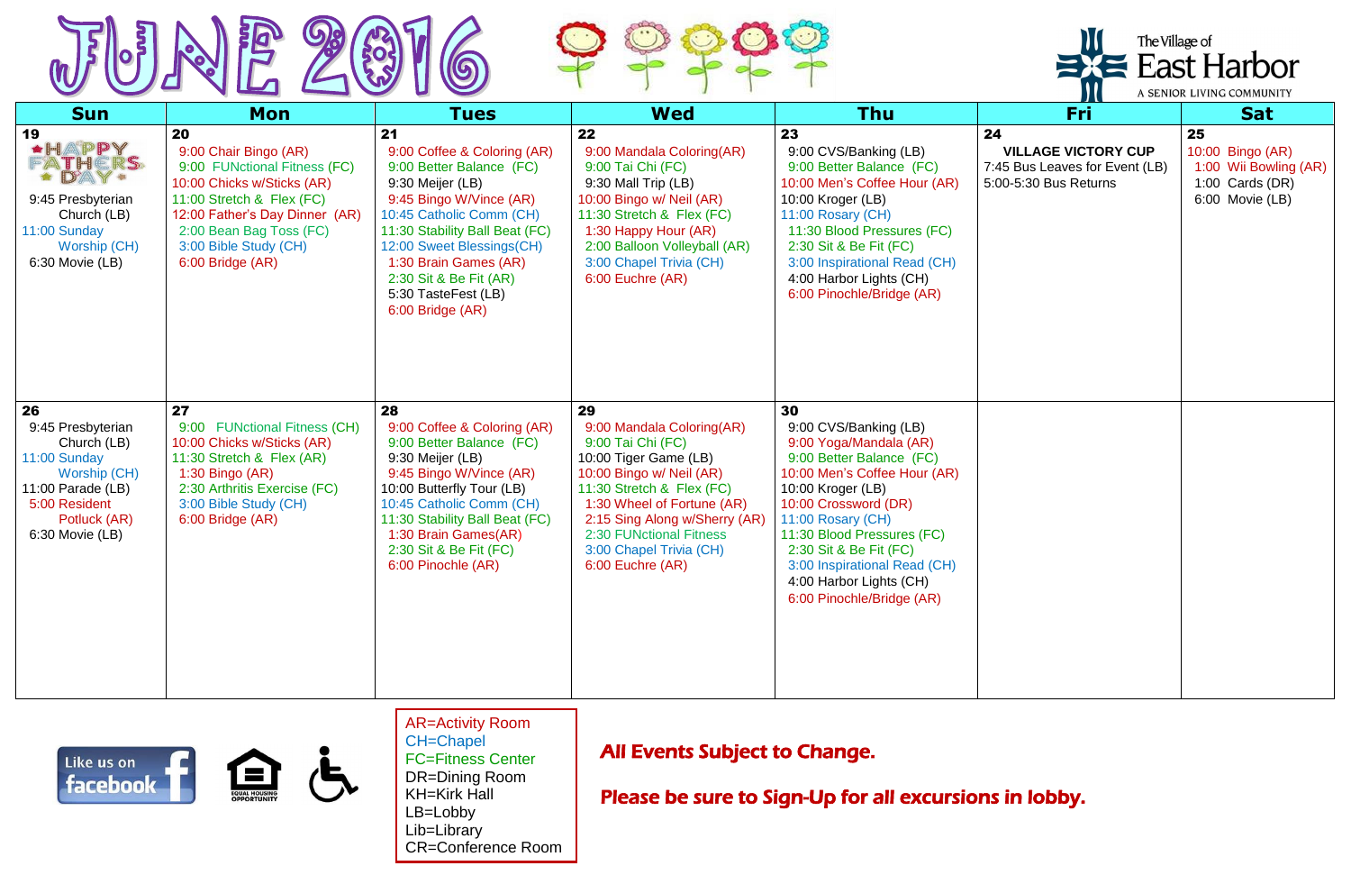# JUNE 2016

The Village of East Harbor
A SENIOR LIVING COMMUNITY

| Sun | Mon | Tues | Wed | Thu | Fri | Sat |
|---|---|---|---|---|---|---|
| **19** HAPPY FATHERS DAY<br>9:45 Presbyterian Church (LB)<br>11:00 Sunday Worship (CH)<br>6:30 Movie (LB) | **20**<br>9:00 Chair Bingo (AR)<br>9:00 FUNctional Fitness (FC)<br>10:00 Chicks w/Sticks (AR)<br>11:00 Stretch & Flex (FC)<br>12:00 Father's Day Dinner (AR)<br>2:00 Bean Bag Toss (FC)<br>3:00 Bible Study (CH)<br>6:00 Bridge (AR) | **21**<br>9:00 Coffee & Coloring (AR)<br>9:00 Better Balance (FC)<br>9:30 Meijer (LB)<br>9:45 Bingo W/Vince (AR)<br>10:45 Catholic Comm (CH)<br>11:30 Stability Ball Beat (FC)<br>12:00 Sweet Blessings(CH)<br>1:30 Brain Games (AR)<br>2:30 Sit & Be Fit (AR)<br>5:30 TasteFest (LB)<br>6:00 Bridge (AR) | **22**<br>9:00 Mandala Coloring(AR)<br>9:00 Tai Chi (FC)<br>9:30 Mall Trip (LB)<br>10:00 Bingo w/ Neil (AR)<br>11:30 Stretch & Flex (FC)<br>1:30 Happy Hour (AR)<br>2:00 Balloon Volleyball (AR)<br>3:00 Chapel Trivia (CH)<br>6:00 Euchre (AR) | **23**<br>9:00 CVS/Banking (LB)<br>9:00 Better Balance (FC)<br>10:00 Men's Coffee Hour (AR)<br>10:00 Kroger (LB)<br>11:00 Rosary (CH)<br>11:30 Blood Pressures (FC)<br>2:30 Sit & Be Fit (FC)<br>3:00 Inspirational Read (CH)<br>4:00 Harbor Lights (CH)<br>6:00 Pinochle/Bridge (AR) | **24**<br>**VILLAGE VICTORY CUP**<br>7:45 Bus Leaves for Event (LB)<br>5:00-5:30 Bus Returns | **25**<br>10:00 Bingo (AR)<br>1:00 Wii Bowling (AR)<br>1:00 Cards (DR)<br>6:00 Movie (LB) |
| **26**<br>9:45 Presbyterian Church (LB)<br>11:00 Sunday Worship (CH)<br>11:00 Parade (LB)<br>5:00 Resident Potluck (AR)<br>6:30 Movie (LB) | **27**<br>9:00 FUNctional Fitness (CH)<br>10:00 Chicks w/Sticks (AR)<br>11:30 Stretch & Flex (AR)<br>1:30 Bingo (AR)<br>2:30 Arthritis Exercise (FC)<br>3:00 Bible Study (CH)<br>6:00 Bridge (AR) | **28**<br>9:00 Coffee & Coloring (AR)<br>9:00 Better Balance (FC)<br>9:30 Meijer (LB)<br>9:45 Bingo W/Vince (AR)<br>10:00 Butterfly Tour (LB)<br>10:45 Catholic Comm (CH)<br>11:30 Stability Ball Beat (FC)<br>1:30 Brain Games(AR)<br>2:30 Sit & Be Fit (FC)<br>6:00 Pinochle (AR) | **29**<br>9:00 Mandala Coloring(AR)<br>9:00 Tai Chi (FC)<br>10:00 Tiger Game (LB)<br>10:00 Bingo w/ Neil (AR)<br>11:30 Stretch & Flex (FC)<br>1:30 Wheel of Fortune (AR)<br>2:15 Sing Along w/Sherry (AR)<br>2:30 FUNctional Fitness<br>3:00 Chapel Trivia (CH)<br>6:00 Euchre (AR) | **30**<br>9:00 CVS/Banking (LB)<br>9:00 Yoga/Mandala (AR)<br>9:00 Better Balance (FC)<br>10:00 Men's Coffee Hour (AR)<br>10:00 Kroger (LB)<br>10:00 Crossword (DR)<br>11:00 Rosary (CH)<br>11:30 Blood Pressures (FC)<br>2:30 Sit & Be Fit (FC)<br>3:00 Inspirational Read (CH)<br>4:00 Harbor Lights (CH)<br>6:00 Pinochle/Bridge (AR) | | |

Like us on facebook

EQUAL HOUSING OPPORTUNITY

AR=Activity Room
CH=Chapel
FC=Fitness Center
DR=Dining Room
KH=Kirk Hall
LB=Lobby
Lib=Library
CR=Conference Room

**All Events Subject to Change.**

**Please be sure to Sign-Up for all excursions in lobby.**